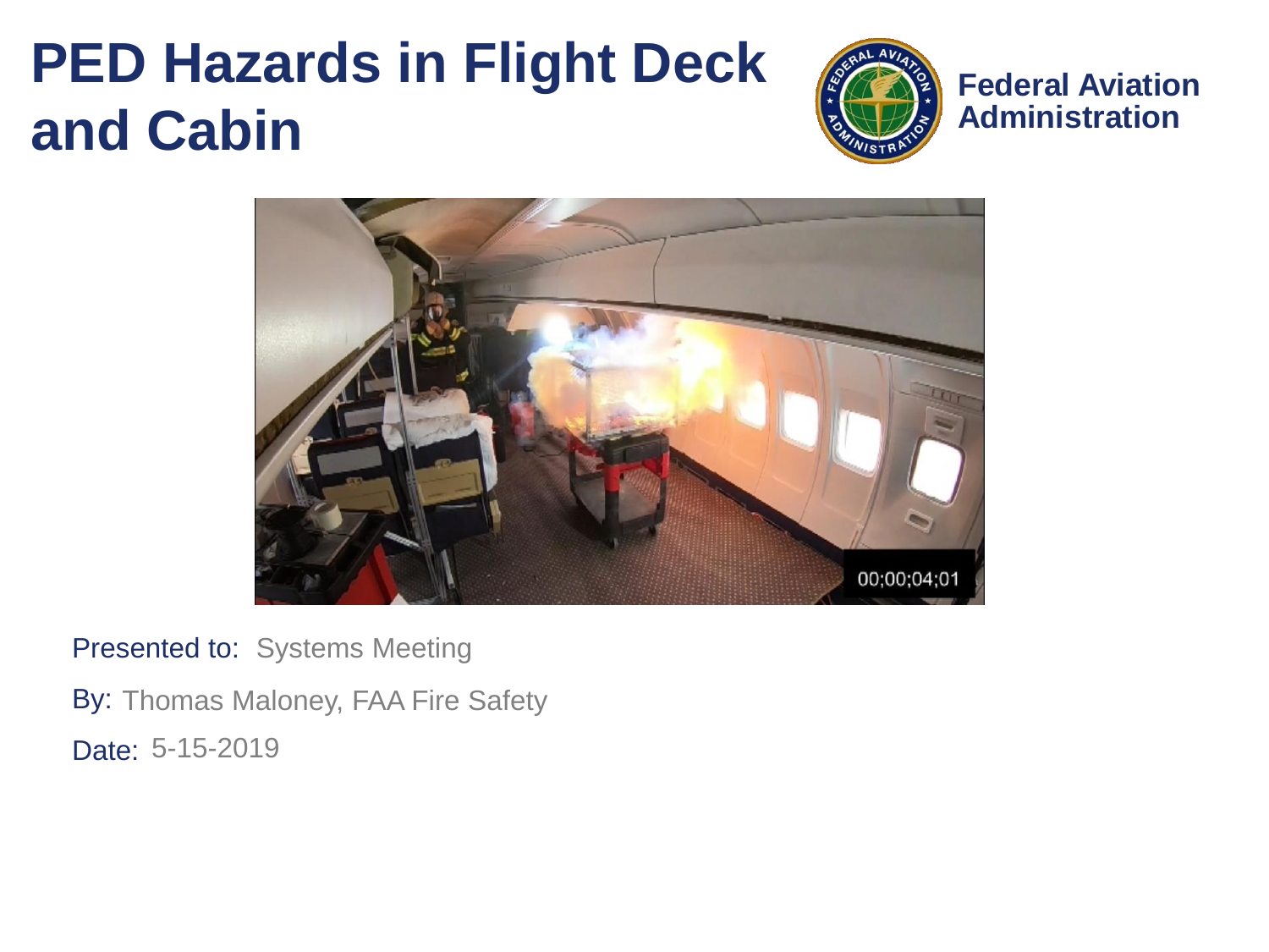# PED Hazards in Flight Deck and Cabin

**Federal Aviation Administration**

Presented to: Systems Meeting

By: Thomas Maloney, FAA Fire Safety

Date: 5-15-2019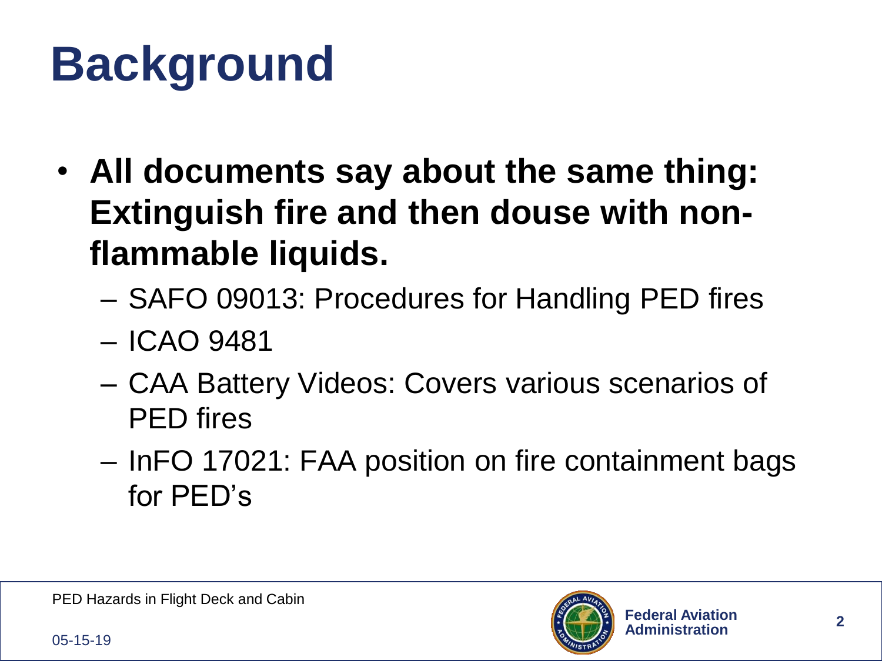# Background

- **All documents say about the same thing: Extinguish fire and then douse with non-flammable liquids.**
  - SAFO 09013: Procedures for Handling PED fires
  - ICAO 9481
  - CAA Battery Videos: Covers various scenarios of PED fires
  - InFO 17021: FAA position on fire containment bags for PED's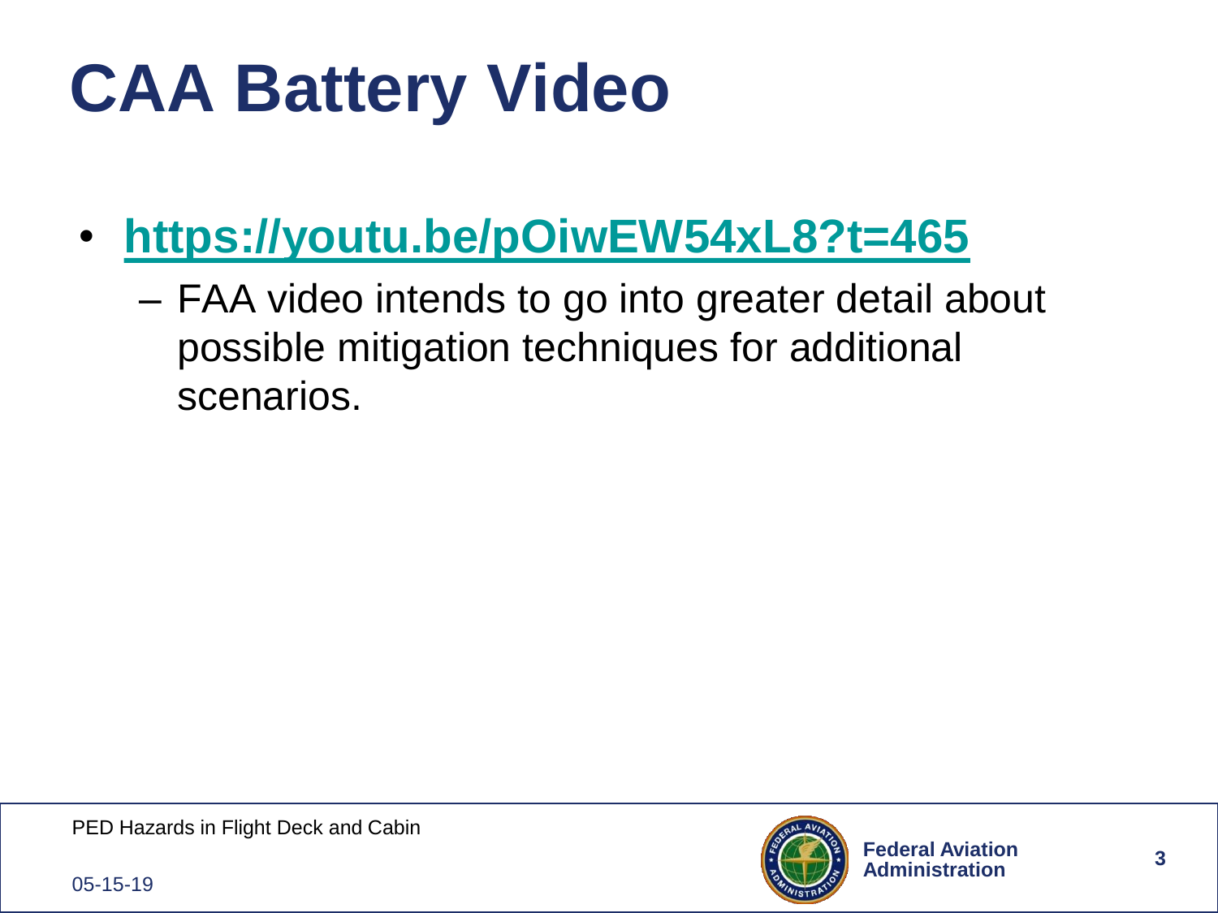# CAA Battery Video

- **https://youtu.be/pOiwEW54xL8?t=465**
  - FAA video intends to go into greater detail about possible mitigation techniques for additional scenarios.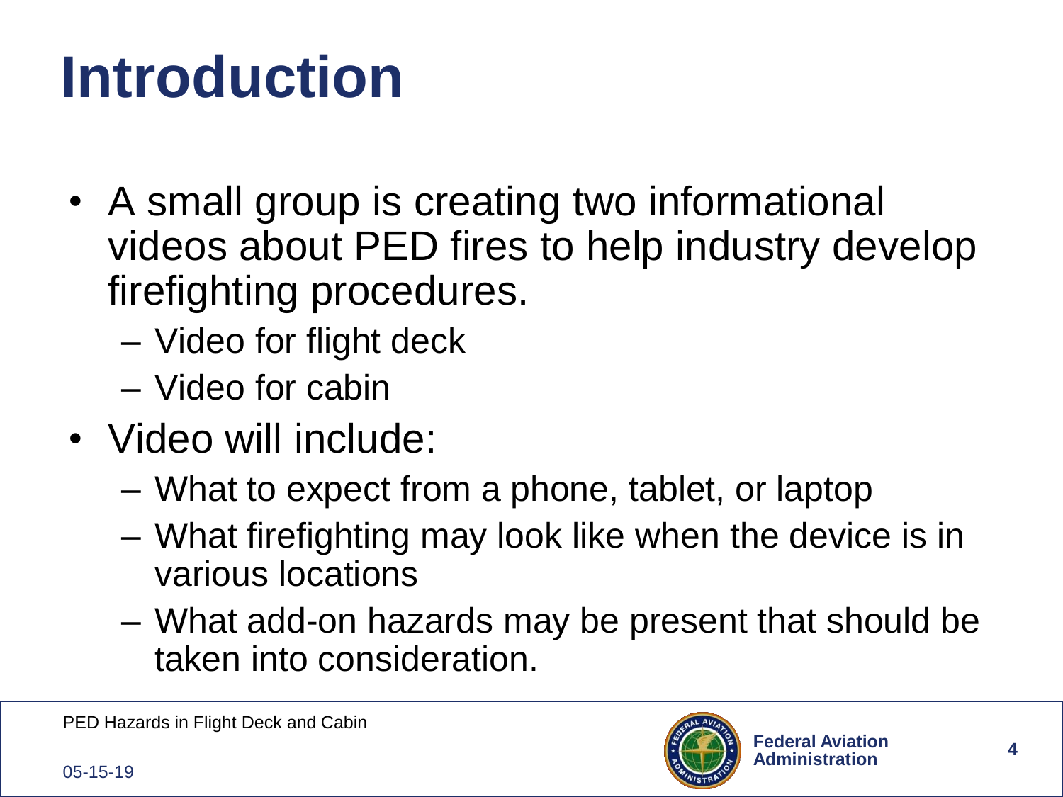# Introduction

- A small group is creating two informational videos about PED fires to help industry develop firefighting procedures.
  - Video for flight deck
  - Video for cabin
- Video will include:
  - What to expect from a phone, tablet, or laptop
  - What firefighting may look like when the device is in various locations
  - What add-on hazards may be present that should be taken into consideration.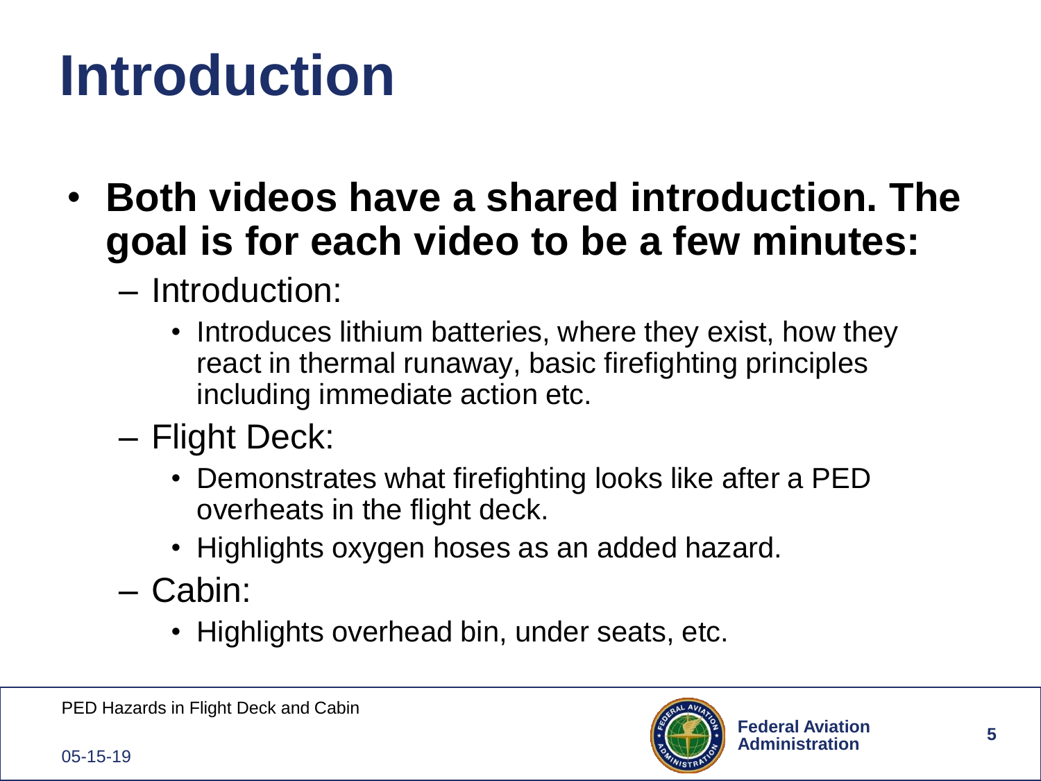# Introduction

- **Both videos have a shared introduction. The goal is for each video to be a few minutes:**
  - Introduction:
    - Introduces lithium batteries, where they exist, how they react in thermal runaway, basic firefighting principles including immediate action etc.
  - Flight Deck:
    - Demonstrates what firefighting looks like after a PED overheats in the flight deck.
    - Highlights oxygen hoses as an added hazard.
  - Cabin:
    - Highlights overhead bin, under seats, etc.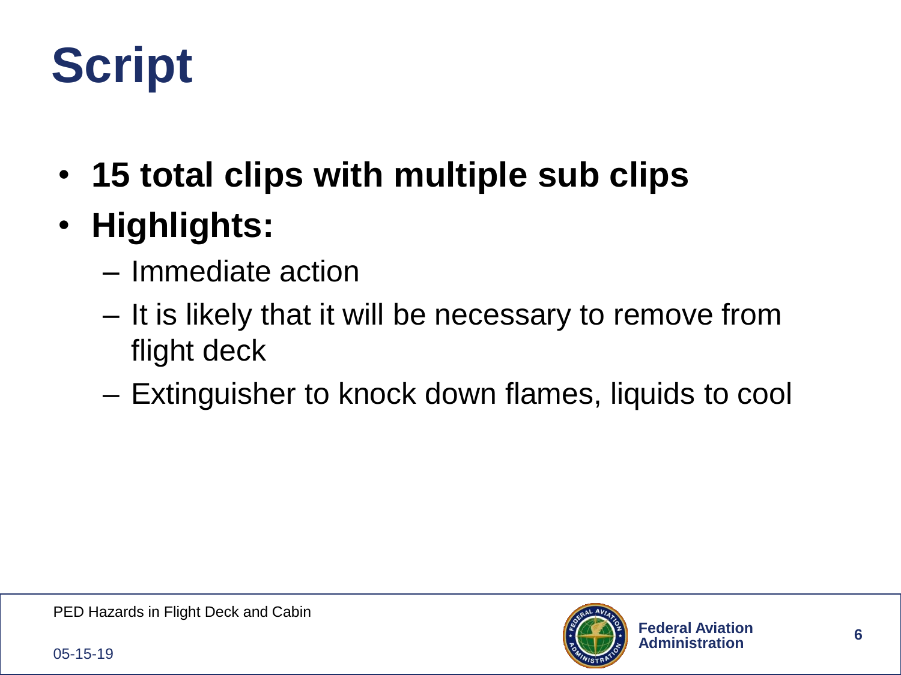# Script

- **15 total clips with multiple sub clips**
- **Highlights:**
  - Immediate action
  - It is likely that it will be necessary to remove from flight deck
  - Extinguisher to knock down flames, liquids to cool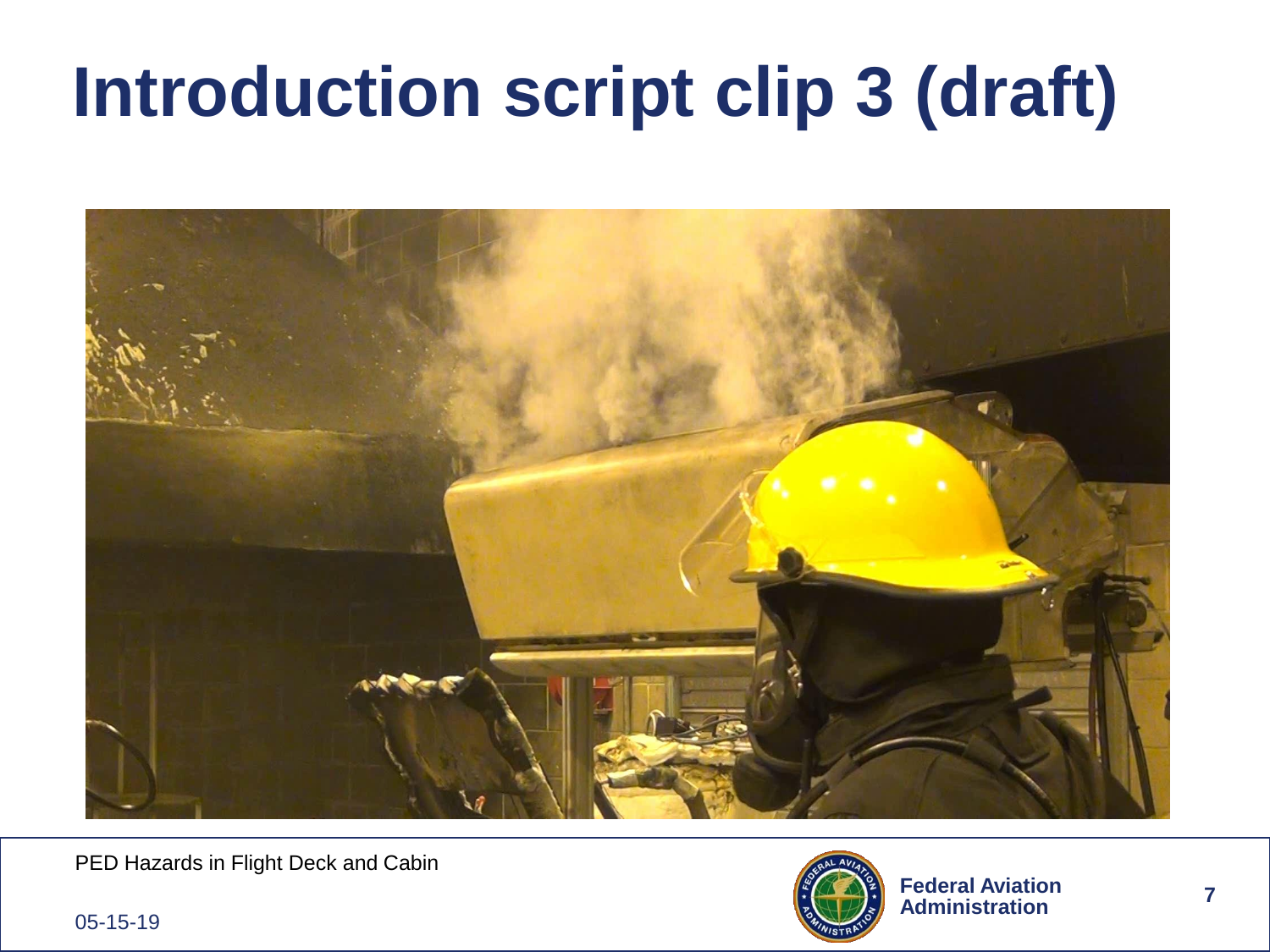# Introduction script clip 3 (draft)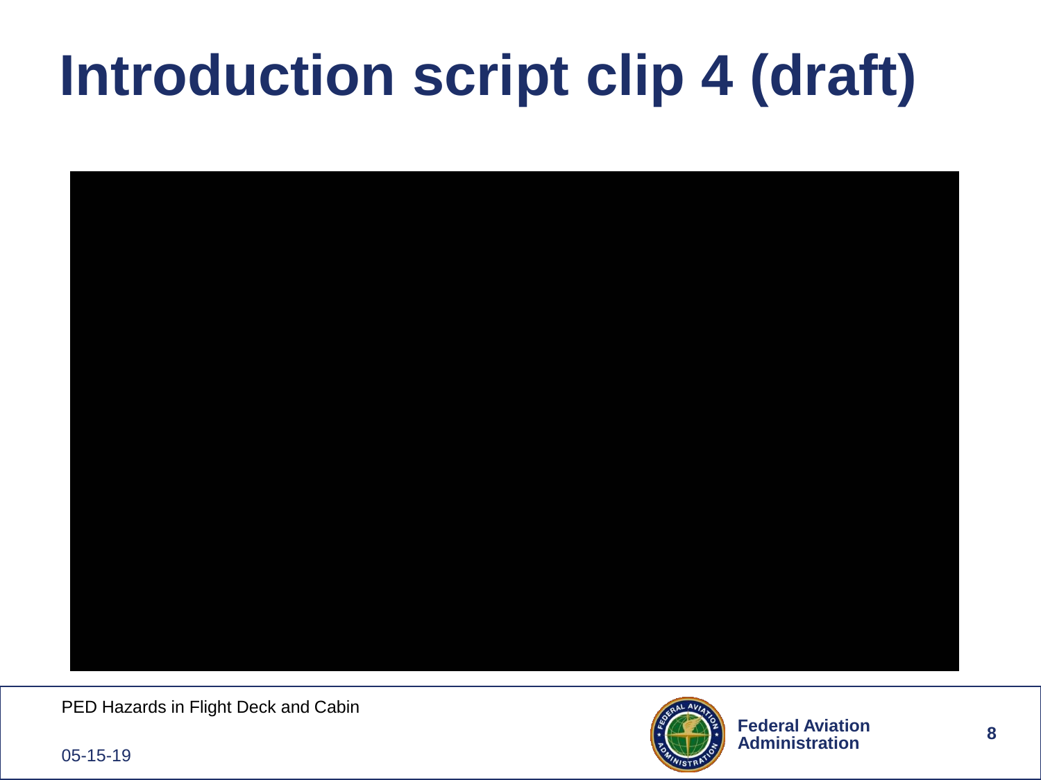# Introduction script clip 4 (draft)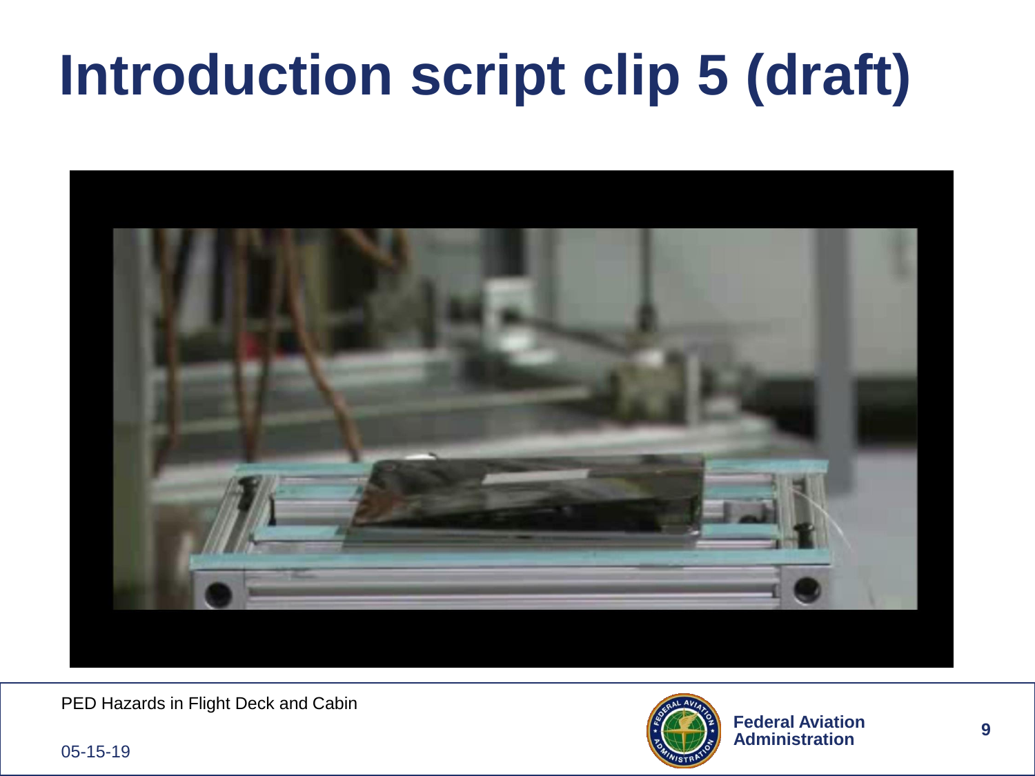# Introduction script clip 5 (draft)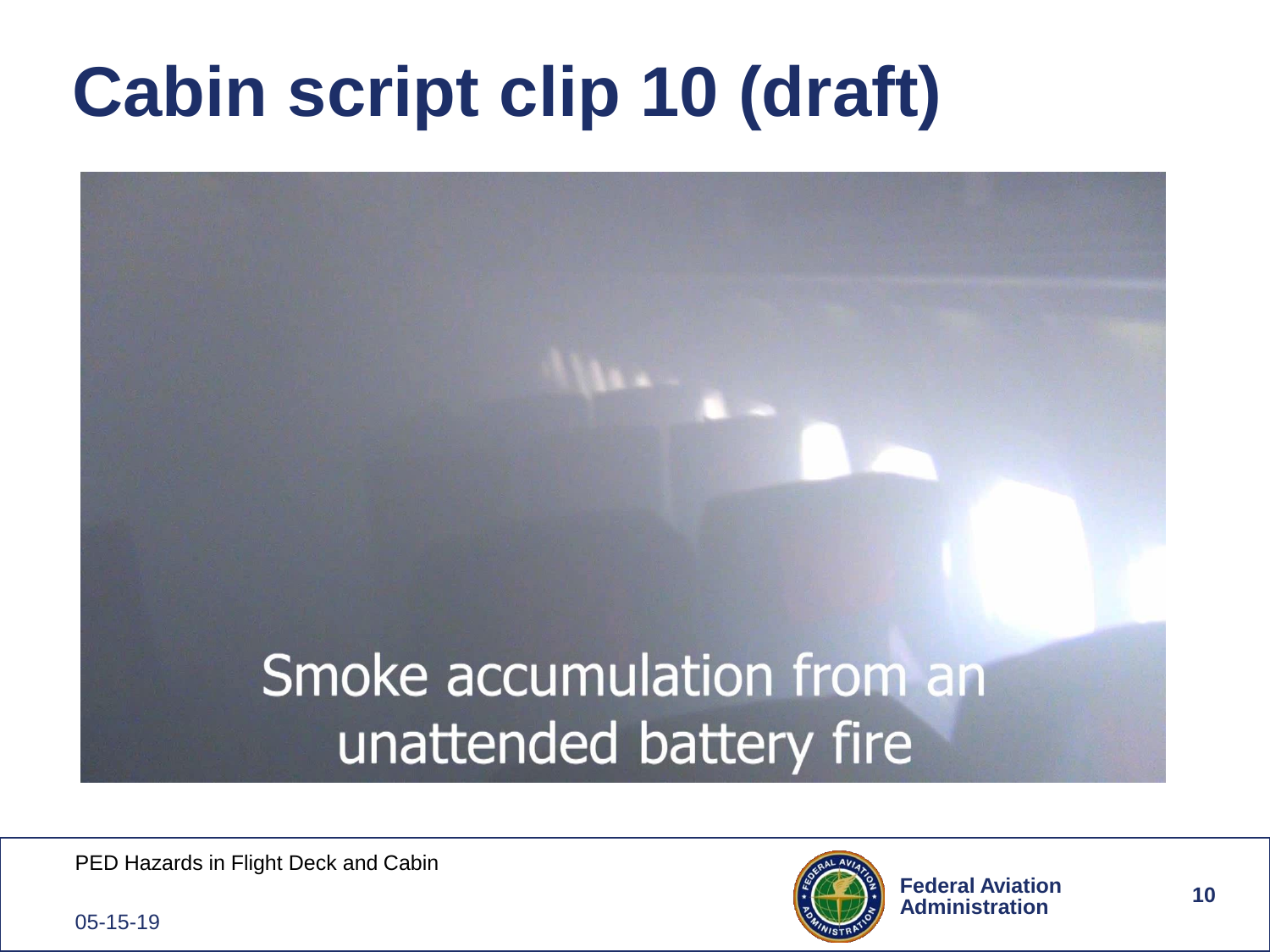# Cabin script clip 10 (draft)

Smoke accumulation from an unattended battery fire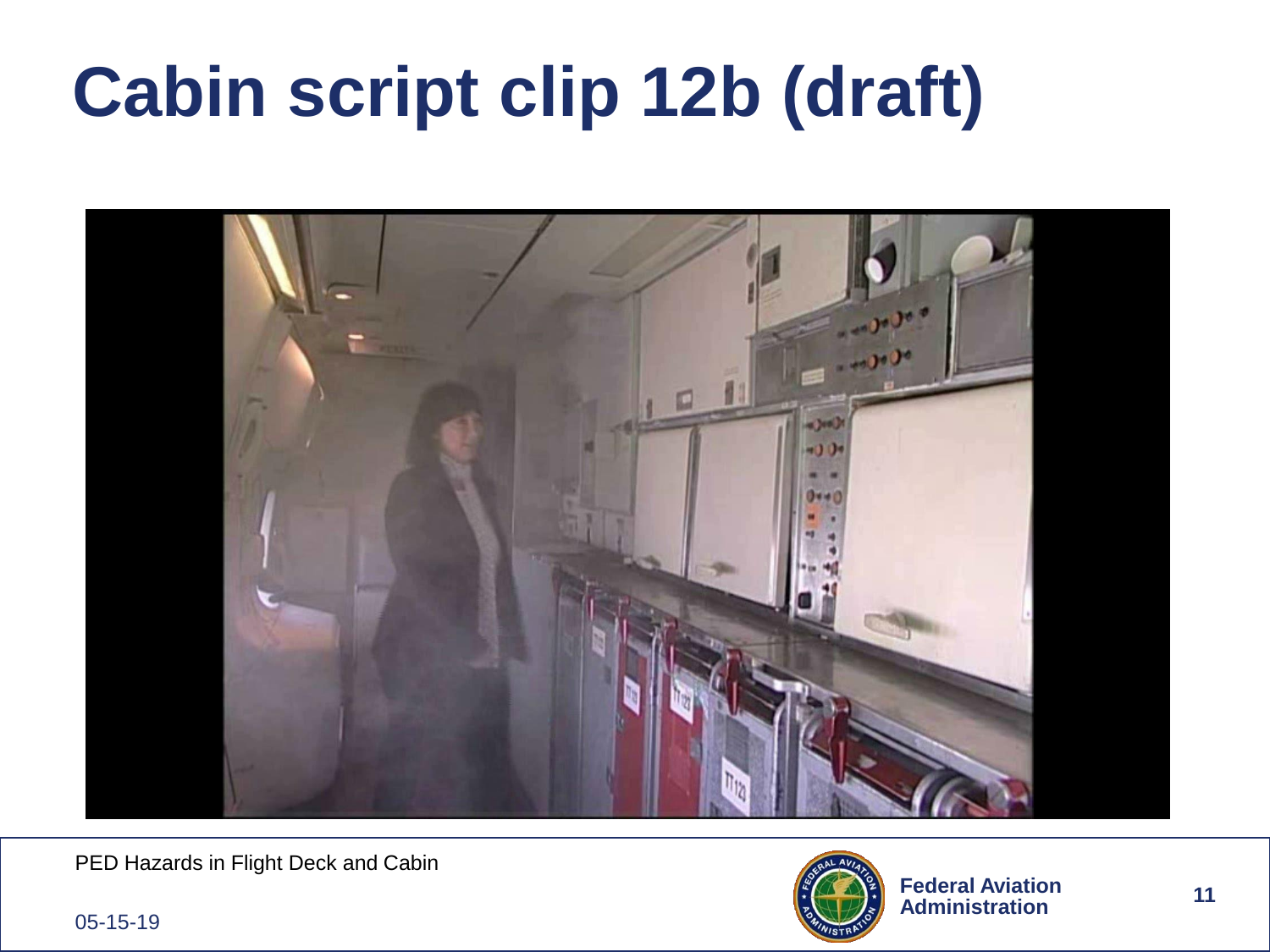# Cabin script clip 12b (draft)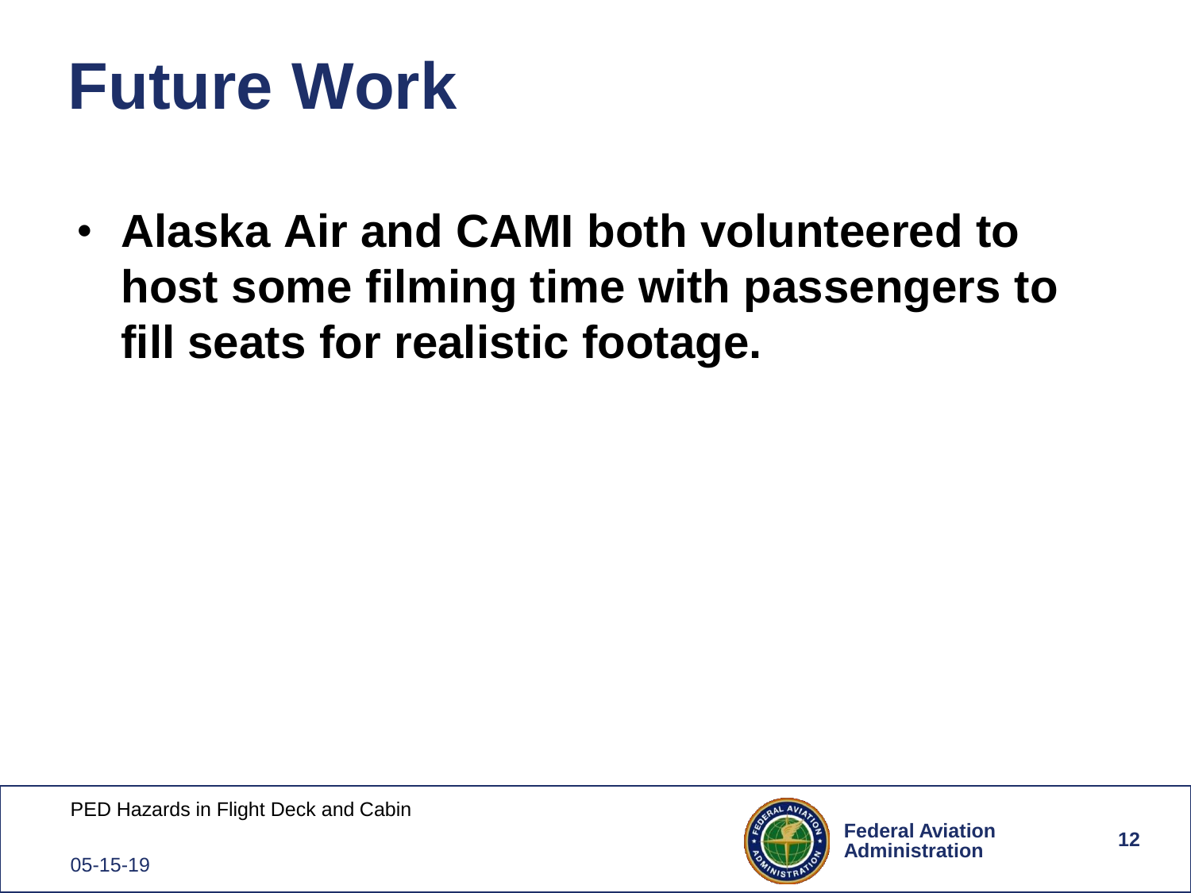# Future Work

- **Alaska Air and CAMI both volunteered to host some filming time with passengers to fill seats for realistic footage.**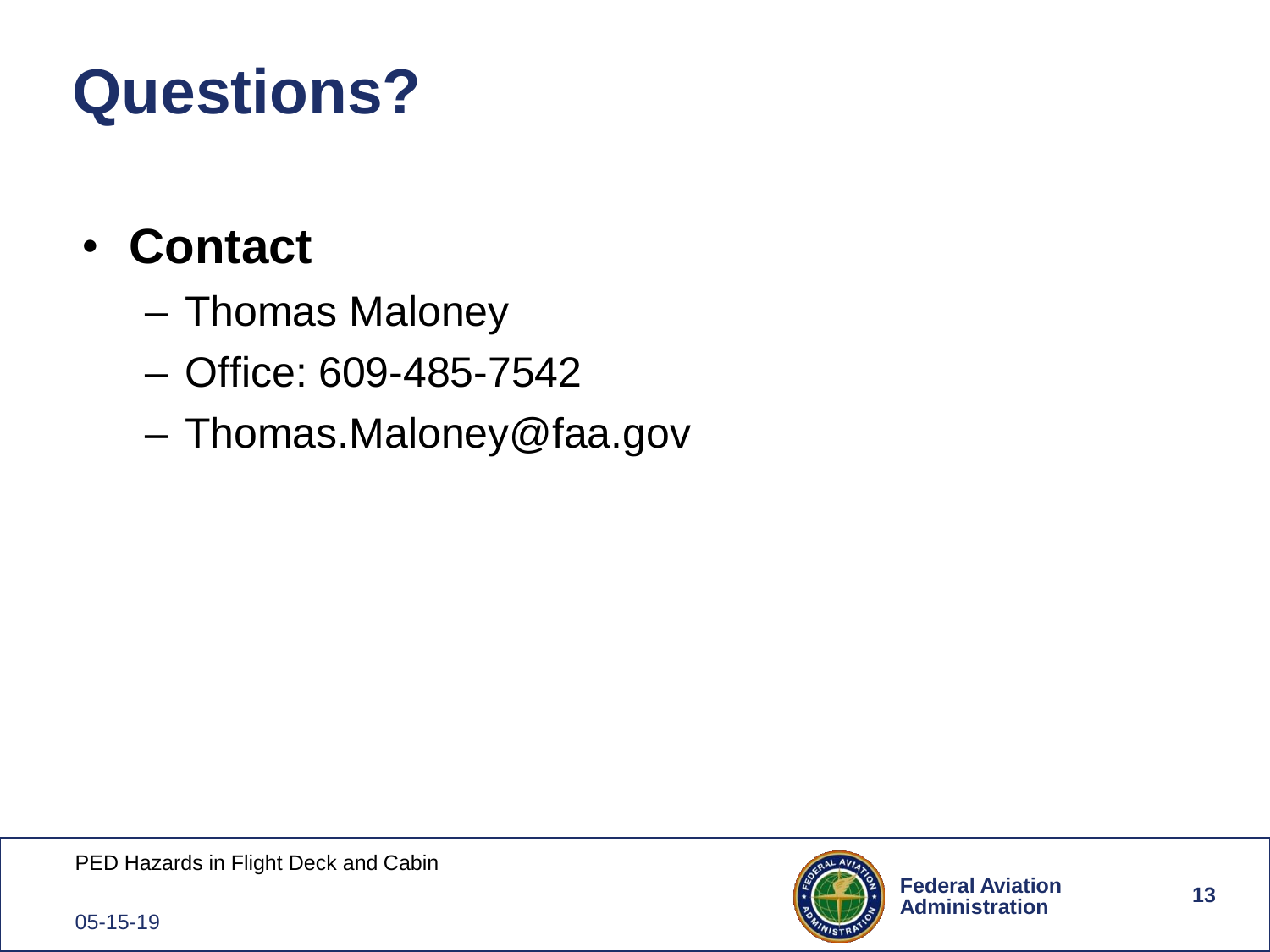# Questions?

- **Contact**
  - Thomas Maloney
  - Office: 609-485-7542
  - Thomas.Maloney@faa.gov